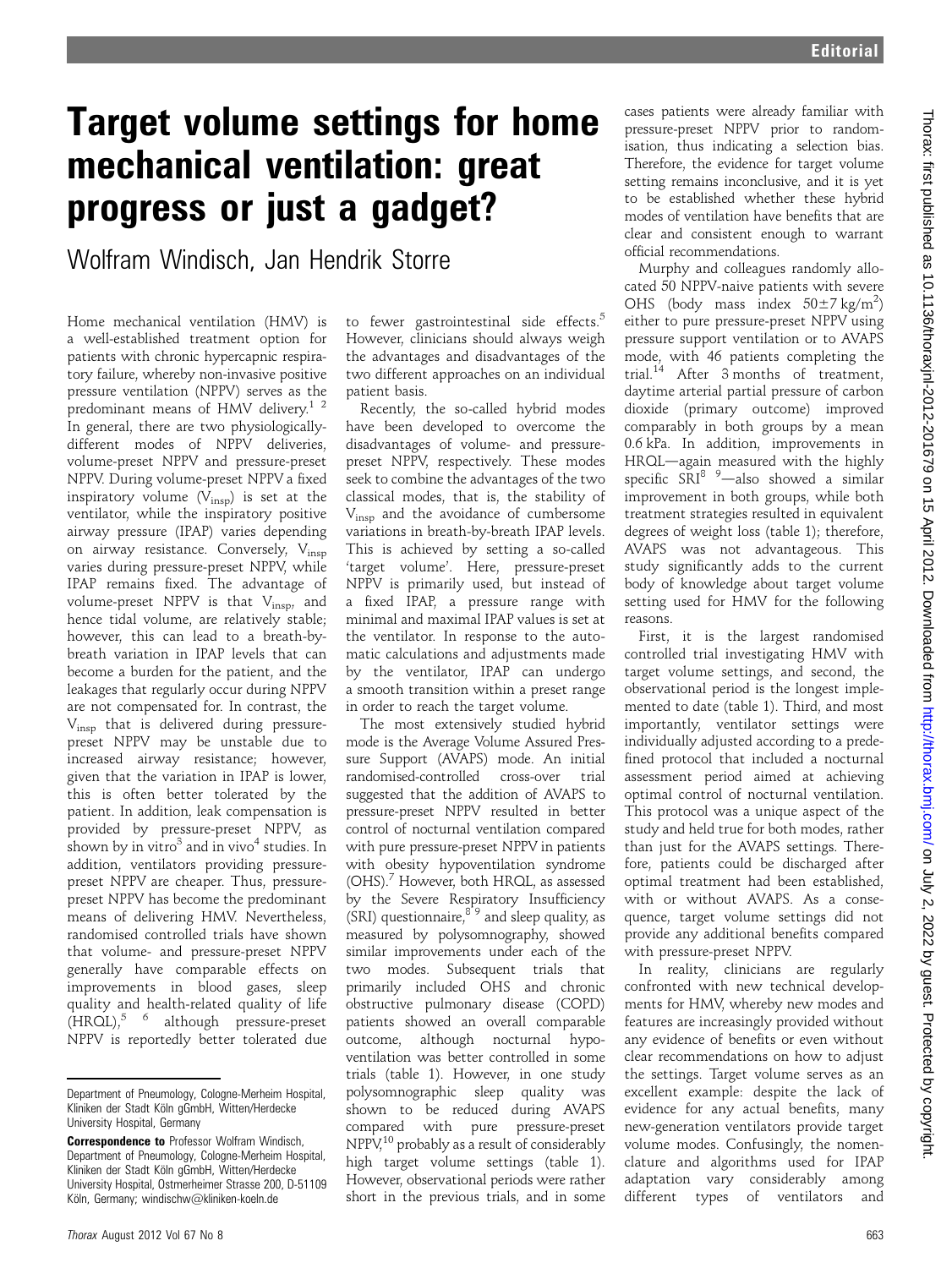# Target volume settings for home mechanical ventilation: great progress or just a gadget?

Wolfram Windisch, Jan Hendrik Storre

Home mechanical ventilation (HMV) is a well-established treatment option for patients with chronic hypercapnic respiratory failure, whereby non-invasive positive pressure ventilation (NPPV) serves as the predominant means of HMV delivery.[1 2] In general, there are two physiologically-different modes of NPPV deliveries, volume-preset NPPV and pressure-preset NPPV. During volume-preset NPPV a fixed inspiratory volume ($V_{insp}$) is set at the ventilator, while the inspiratory positive airway pressure (IPAP) varies depending on airway resistance. Conversely, $V_{insp}$ varies during pressure-preset NPPV, while IPAP remains fixed. The advantage of volume-preset NPPV is that $V_{insp}$, and hence tidal volume, are relatively stable; however, this can lead to a breath-by-breath variation in IPAP levels that can become a burden for the patient, and the leakages that regularly occur during NPPV are not compensated for. In contrast, the $V_{insp}$ that is delivered during pressure-preset NPPV may be unstable due to increased airway resistance; however, given that the variation in IPAP is lower, this is often better tolerated by the patient. In addition, leak compensation is provided by pressure-preset NPPV, as shown by in vitro[3] and in vivo[4] studies. In addition, ventilators providing pressure-preset NPPV are cheaper. Thus, pressure-preset NPPV has become the predominant means of delivering HMV. Nevertheless, randomised controlled trials have shown that volume- and pressure-preset NPPV generally have comparable effects on improvements in blood gases, sleep quality and health-related quality of life (HRQL),[5 6] although pressure-preset NPPV is reportedly better tolerated due to fewer gastrointestinal side effects.[5] However, clinicians should always weigh the advantages and disadvantages of the two different approaches on an individual patient basis.

Recently, the so-called hybrid modes have been developed to overcome the disadvantages of volume- and pressure-preset NPPV, respectively. These modes seek to combine the advantages of the two classical modes, that is, the stability of $V_{insp}$ and the avoidance of cumbersome variations in breath-by-breath IPAP levels. This is achieved by setting a so-called 'target volume'. Here, pressure-preset NPPV is primarily used, but instead of a fixed IPAP, a pressure range with minimal and maximal IPAP values is set at the ventilator. In response to the automatic calculations and adjustments made by the ventilator, IPAP can undergo a smooth transition within a preset range in order to reach the target volume.

The most extensively studied hybrid mode is the Average Volume Assured Pressure Support (AVAPS) mode. An initial randomised-controlled cross-over trial suggested that the addition of AVAPS to pressure-preset NPPV resulted in better control of nocturnal ventilation compared with pure pressure-preset NPPV in patients with obesity hypoventilation syndrome (OHS).[7] However, both HRQL, as assessed by the Severe Respiratory Insufficiency (SRI) questionnaire,[8 9] and sleep quality, as measured by polysomnography, showed similar improvements under each of the two modes. Subsequent trials that primarily included OHS and chronic obstructive pulmonary disease (COPD) patients showed an overall comparable outcome, although nocturnal hypoventilation was better controlled in some trials (table 1). However, in one study polysomnographic sleep quality was shown to be reduced during AVAPS compared with pure pressure-preset NPPV,[10] probably as a result of considerably high target volume settings (table 1). However, observational periods were rather short in the previous trials, and in some cases patients were already familiar with pressure-preset NPPV prior to randomisation, thus indicating a selection bias. Therefore, the evidence for target volume setting remains inconclusive, and it is yet to be established whether these hybrid modes of ventilation have benefits that are clear and consistent enough to warrant official recommendations.

Murphy and colleagues randomly allocated 50 NPPV-naive patients with severe OHS (body mass index $50\pm7$ kg/m$^2$) either to pure pressure-preset NPPV using pressure support ventilation or to AVAPS mode, with 46 patients completing the trial.[14] After 3 months of treatment, daytime arterial partial pressure of carbon dioxide (primary outcome) improved comparably in both groups by a mean 0.6 kPa. In addition, improvements in HRQL—again measured with the highly specific SRI[8 9]—also showed a similar improvement in both groups, while both treatment strategies resulted in equivalent degrees of weight loss (table 1); therefore, AVAPS was not advantageous. This study significantly adds to the current body of knowledge about target volume setting used for HMV for the following reasons.

First, it is the largest randomised controlled trial investigating HMV with target volume settings, and second, the observational period is the longest implemented to date (table 1). Third, and most importantly, ventilator settings were individually adjusted according to a predefined protocol that included a nocturnal assessment period aimed at achieving optimal control of nocturnal ventilation. This protocol was a unique aspect of the study and held true for both modes, rather than just for the AVAPS settings. Therefore, patients could be discharged after optimal treatment had been established, with or without AVAPS. As a consequence, target volume settings did not provide any additional benefits compared with pressure-preset NPPV.

In reality, clinicians are regularly confronted with new technical developments for HMV, whereby new modes and features are increasingly provided without any evidence of benefits or even without clear recommendations on how to adjust the settings. Target volume serves as an excellent example: despite the lack of evidence for any actual benefits, many new-generation ventilators provide target volume modes. Confusingly, the nomenclature and algorithms used for IPAP adaptation vary considerably among different types of ventilators and

Department of Pneumology, Cologne-Merheim Hospital, Kliniken der Stadt Köln gGmbH, Witten/Herdecke University Hospital, Germany

**Correspondence to** Professor Wolfram Windisch, Department of Pneumology, Cologne-Merheim Hospital, Kliniken der Stadt Köln gGmbH, Witten/Herdecke University Hospital, Ostmerheimer Strasse 200, D-51109 Köln, Germany; windischw@kliniken-koeln.de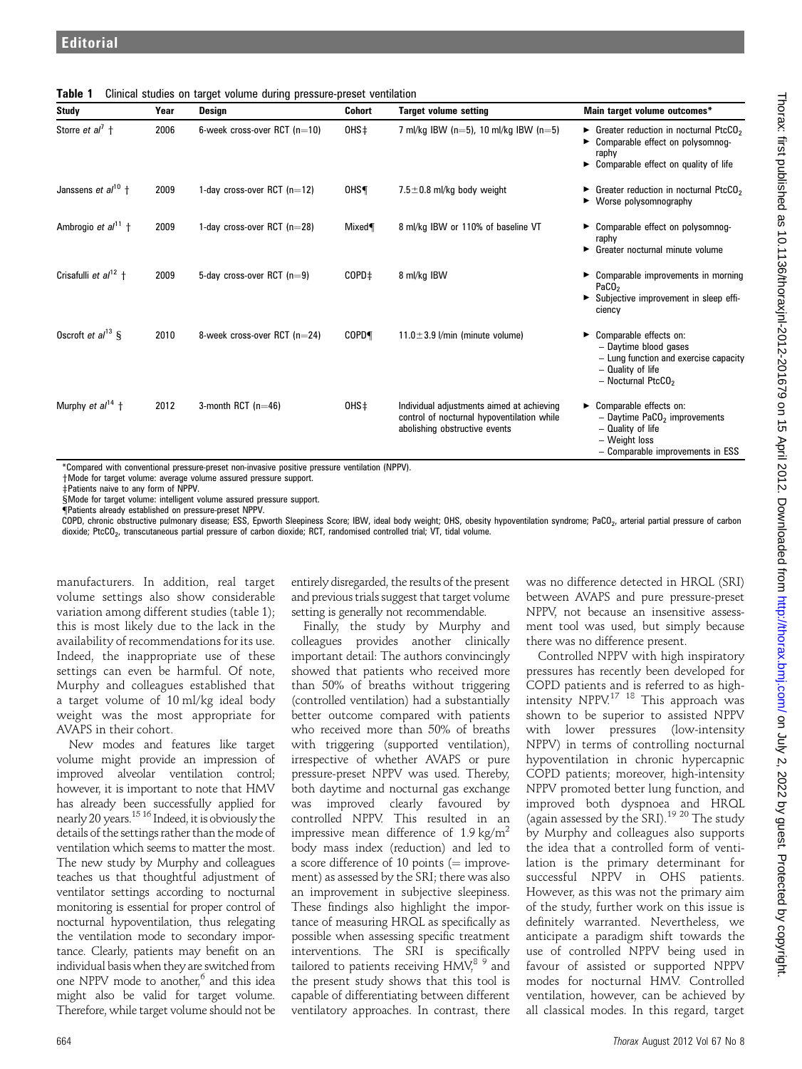**Table 1** Clinical studies on target volume during pressure-preset ventilation

| Study | Year | Design | Cohort | Target volume setting | Main target volume outcomes* |
|---|---|---|---|---|---|
| Storre *et al*[7] † | 2006 | 6-week cross-over RCT (n=10) | OHS‡ | 7 ml/kg IBW (n=5), 10 ml/kg IBW (n=5) | ► Greater reduction in nocturnal $PtcCO_2$ ► Comparable effect on polysomnography ► Comparable effect on quality of life |
| Janssens *et al*[10] † | 2009 | 1-day cross-over RCT (n=12) | OHS¶ | 7.5±0.8 ml/kg body weight | ► Greater reduction in nocturnal $PtcCO_2$ ► Worse polysomnography |
| Ambrogio *et al*[11] † | 2009 | 1-day cross-over RCT (n=28) | Mixed¶ | 8 ml/kg IBW or 110% of baseline VT | ► Comparable effect on polysomnography ► Greater nocturnal minute volume |
| Crisafulli *et al*[12] † | 2009 | 5-day cross-over RCT (n=9) | COPD‡ | 8 ml/kg IBW | ► Comparable improvements in morning $PaCO_2$ ► Subjective improvement in sleep efficiency |
| Oscroft *et al*[13] § | 2010 | 8-week cross-over RCT (n=24) | COPD¶ | 11.0±3.9 l/min (minute volume) | ► Comparable effects on: – Daytime blood gases – Lung function and exercise capacity – Quality of life – Nocturnal $PtcCO_2$ |
| Murphy *et al*[14] † | 2012 | 3-month RCT (n=46) | OHS‡ | Individual adjustments aimed at achieving control of nocturnal hypoventilation while abolishing obstructive events | ► Comparable effects on: – Daytime $PaCO_2$ improvements – Quality of life – Weight loss – Comparable improvements in ESS |

*Compared with conventional pressure-preset non-invasive positive pressure ventilation (NPPV).
†Mode for target volume: average volume assured pressure support.
‡Patients naive to any form of NPPV.
§Mode for target volume: intelligent volume assured pressure support.
¶Patients already established on pressure-preset NPPV.
COPD, chronic obstructive pulmonary disease; ESS, Epworth Sleepiness Score; IBW, ideal body weight; OHS, obesity hypoventilation syndrome; $PaCO_2$, arterial partial pressure of carbon dioxide; $PtcCO_2$, transcutaneous partial pressure of carbon dioxide; RCT, randomised controlled trial; VT, tidal volume.

manufacturers. In addition, real target volume settings also show considerable variation among different studies (table 1); this is most likely due to the lack in the availability of recommendations for its use. Indeed, the inappropriate use of these settings can even be harmful. Of note, Murphy and colleagues established that a target volume of 10 ml/kg ideal body weight was the most appropriate for AVAPS in their cohort.

New modes and features like target volume might provide an impression of improved alveolar ventilation control; however, it is important to note that HMV has already been successfully applied for nearly 20 years.[15 16] Indeed, it is obviously the details of the settings rather than the mode of ventilation which seems to matter the most. The new study by Murphy and colleagues teaches us that thoughtful adjustment of ventilator settings according to nocturnal monitoring is essential for proper control of nocturnal hypoventilation, thus relegating the ventilation mode to secondary importance. Clearly, patients may benefit on an individual basis when they are switched from one NPPV mode to another,[6] and this idea might also be valid for target volume. Therefore, while target volume should not be entirely disregarded, the results of the present and previous trials suggest that target volume setting is generally not recommendable.

Finally, the study by Murphy and colleagues provides another clinically important detail: The authors convincingly showed that patients who received more than 50% of breaths without triggering (controlled ventilation) had a substantially better outcome compared with patients who received more than 50% of breaths with triggering (supported ventilation), irrespective of whether AVAPS or pure pressure-preset NPPV was used. Thereby, both daytime and nocturnal gas exchange was improved clearly favoured by controlled NPPV. This resulted in an impressive mean difference of 1.9 $kg/m^2$ body mass index (reduction) and led to a score difference of 10 points (= improvement) as assessed by the SRI; there was also an improvement in subjective sleepiness. These findings also highlight the importance of measuring HRQL as specifically as possible when assessing specific treatment interventions. The SRI is specifically tailored to patients receiving HMV,[8 9] and the present study shows that this tool is capable of differentiating between different ventilatory approaches. In contrast, there was no difference detected in HRQL (SRI) between AVAPS and pure pressure-preset NPPV, not because an insensitive assessment tool was used, but simply because there was no difference present.

Controlled NPPV with high inspiratory pressures has recently been developed for COPD patients and is referred to as high-intensity NPPV.[17 18] This approach was shown to be superior to assisted NPPV with lower pressures (low-intensity NPPV) in terms of controlling nocturnal hypoventilation in chronic hypercapnic COPD patients; moreover, high-intensity NPPV promoted better lung function, and improved both dyspnoea and HRQL (again assessed by the SRI).[19 20] The study by Murphy and colleagues also supports the idea that a controlled form of ventilation is the primary determinant for successful NPPV in OHS patients. However, as this was not the primary aim of the study, further work on this issue is definitely warranted. Nevertheless, we anticipate a paradigm shift towards the use of controlled NPPV being used in favour of assisted or supported NPPV modes for nocturnal HMV. Controlled ventilation, however, can be achieved by all classical modes. In this regard, target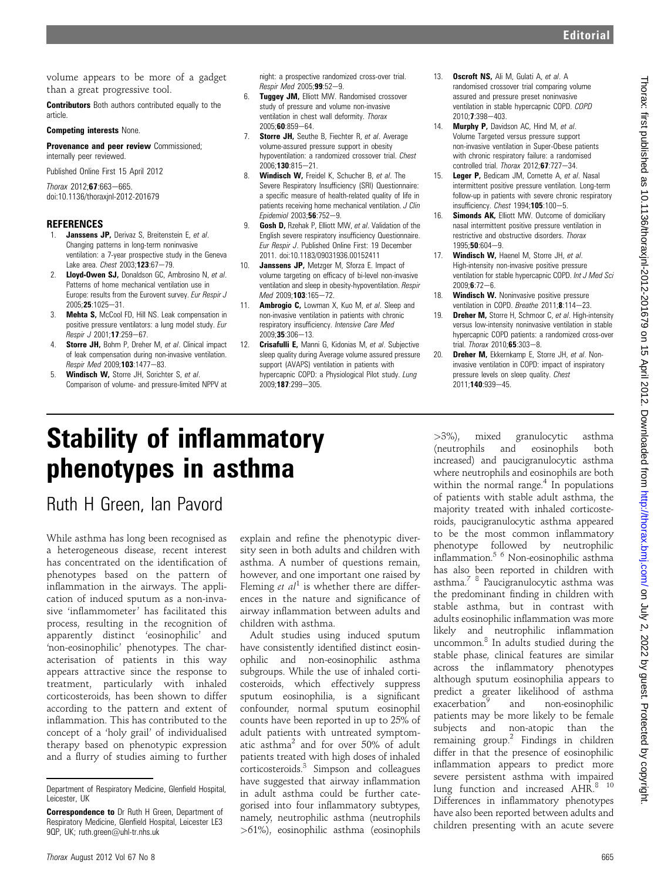volume appears to be more of a gadget than a great progressive tool.

**Contributors** Both authors contributed equally to the article.

**Competing interests** None.

**Provenance and peer review** Commissioned; internally peer reviewed.

Published Online First 15 April 2012

*Thorax* 2012;**67**:663–665.
doi:10.1136/thoraxjnl-2012-201679

## REFERENCES

1. **Janssens JP**, Derivaz S, Breitenstein E, *et al*. Changing patterns in long-term noninvasive ventilation: a 7-year prospective study in the Geneva Lake area. *Chest* 2003;**123**:67–79.
2. **Lloyd-Owen SJ**, Donaldson GC, Ambrosino N, *et al*. Patterns of home mechanical ventilation use in Europe: results from the Eurovent survey. *Eur Respir J* 2005;**25**:1025–31.
3. **Mehta S**, McCool FD, Hill NS. Leak compensation in positive pressure ventilators: a lung model study. *Eur Respir J* 2001;**17**:259–67.
4. **Storre JH**, Bohm P, Dreher M, *et al*. Clinical impact of leak compensation during non-invasive ventilation. *Respir Med* 2009;**103**:1477–83.
5. **Windisch W**, Storre JH, Sorichter S, *et al*. Comparison of volume- and pressure-limited NPPV at night: a prospective randomized cross-over trial. *Respir Med* 2005;**99**:52–9.
6. **Tuggey JM**, Elliott MW. Randomised crossover study of pressure and volume non-invasive ventilation in chest wall deformity. *Thorax* 2005;**60**:859–64.
7. **Storre JH**, Seuthe B, Fiechter R, *et al*. Average volume-assured pressure support in obesity hypoventilation: a randomized crossover trial. *Chest* 2006;**130**:815–21.
8. **Windisch W**, Freidel K, Schucher B, *et al*. The Severe Respiratory Insufficiency (SRI) Questionnaire: a specific measure of health-related quality of life in patients receiving home mechanical ventilation. *J Clin Epidemiol* 2003;**56**:752–9.
9. **Gosh D**, Rzehak P, Elliott MW, *et al*. Validation of the English severe respiratory insufficiency Questionnaire. *Eur Respir J*. Published Online First: 19 December 2011. doi:10.1183/09031936.00152411
10. **Janssens JP**, Metzger M, Sforza E. Impact of volume targeting on efficacy of bi-level non-invasive ventilation and sleep in obesity-hypoventilation. *Respir Med* 2009;**103**:165–72.
11. **Ambrogio C**, Lowman X, Kuo M, *et al*. Sleep and non-invasive ventilation in patients with chronic respiratory insufficiency. *Intensive Care Med* 2009;**35**:306–13.
12. **Crisafulli E**, Manni G, Kidonias M, *et al*. Subjective sleep quality during Average volume assured pressure support (AVAPS) ventilation in patients with hypercapnic COPD: a Physiological Pilot study. *Lung* 2009;**187**:299–305.
13. **Oscroft NS**, Ali M, Gulati A, *et al*. A randomised crossover trial comparing volume assured and pressure preset noninvasive ventilation in stable hypercapnic COPD. *COPD* 2010;**7**:398–403.
14. **Murphy P**, Davidson AC, Hind M, *et al*. Volume Targeted versus pressure support non-invasive ventilation in Super-Obese patients with chronic respiratory failure: a randomised controlled trial. *Thorax* 2012;**67**:727–34.
15. **Leger P**, Bedicam JM, Cornette A, *et al*. Nasal intermittent positive pressure ventilation. Long-term follow-up in patients with severe chronic respiratory insufficiency. *Chest* 1994;**105**:100–5.
16. **Simonds AK**, Elliott MW. Outcome of domiciliary nasal intermittent positive pressure ventilation in restrictive and obstructive disorders. *Thorax* 1995;**50**:604–9.
17. **Windisch W**, Haenel M, Storre JH, *et al*. High-intensity non-invasive positive pressure ventilation for stable hypercapnic COPD. *Int J Med Sci* 2009;**6**:72–6.
18. **Windisch W**. Noninvasive positive pressure ventilation in COPD. *Breathe* 2011;**8**:114–23.
19. **Dreher M**, Storre H, Schmoor C, *et al*. High-intensity versus low-intensity noninvasive ventilation in stable hypercapnic COPD patients: a randomized cross-over trial. *Thorax* 2010;**65**:303–8.
20. **Dreher M**, Ekkernkamp E, Storre JH, *et al*. Non-invasive ventilation in COPD: impact of inspiratory pressure levels on sleep quality. *Chest* 2011;**140**:939–45.

# Stability of inflammatory phenotypes in asthma

Ruth H Green, Ian Pavord

While asthma has long been recognised as a heterogeneous disease, recent interest has concentrated on the identification of phenotypes based on the pattern of inflammation in the airways. The application of induced sputum as a non-invasive 'inflammometer' has facilitated this process, resulting in the recognition of apparently distinct 'eosinophilic' and 'non-eosinophilic' phenotypes. The characterisation of patients in this way appears attractive since the response to treatment, particularly with inhaled corticosteroids, has been shown to differ according to the pattern and extent of inflammation. This has contributed to the concept of a 'holy grail' of individualised therapy based on phenotypic expression and a flurry of studies aiming to further explain and refine the phenotypic diversity seen in both adults and children with asthma. A number of questions remain, however, and one important one raised by Fleming *et al*[1] is whether there are differences in the nature and significance of airway inflammation between adults and children with asthma.

Adult studies using induced sputum have consistently identified distinct eosinophilic and non-eosinophilic asthma subgroups. While the use of inhaled corticosteroids, which effectively suppress sputum eosinophilia, is a significant confounder, normal sputum eosinophil counts have been reported in up to 25% of adult patients with untreated symptomatic asthma[2] and for over 50% of adult patients treated with high doses of inhaled corticosteroids.[3] Simpson and colleagues have suggested that airway inflammation in adult asthma could be further categorised into four inflammatory subtypes, namely, neutrophilic asthma (neutrophils >61%), eosinophilic asthma (eosinophils >3%), mixed granulocytic asthma (neutrophils and eosinophils both increased) and paucigranulocytic asthma where neutrophils and eosinophils are both within the normal range.[4] In populations of patients with stable adult asthma, the majority treated with inhaled corticosteroids, paucigranulocytic asthma appeared to be the most common inflammatory phenotype followed by neutrophilic inflammation.[5,6] Non-eosinophilic asthma has also been reported in children with asthma.[7,8] Paucigranulocytic asthma was the predominant finding in children with stable asthma, but in contrast with adults eosinophilic inflammation was more likely and neutrophilic inflammation uncommon.[8] In adults studied during the stable phase, clinical features are similar across the inflammatory phenotypes although sputum eosinophilia appears to predict a greater likelihood of asthma exacerbation[9] and non-eosinophilic patients may be more likely to be female subjects and non-atopic than the remaining group.[2] Findings in children differ in that the presence of eosinophilic inflammation appears to predict more severe persistent asthma with impaired lung function and increased AHR.[8,10] Differences in inflammatory phenotypes have also been reported between adults and children presenting with an acute severe

Department of Respiratory Medicine, Glenfield Hospital, Leicester, UK

**Correspondence to** Dr Ruth H Green, Department of Respiratory Medicine, Glenfield Hospital, Leicester LE3 9QP, UK; ruth.green@uhl-tr.nhs.uk